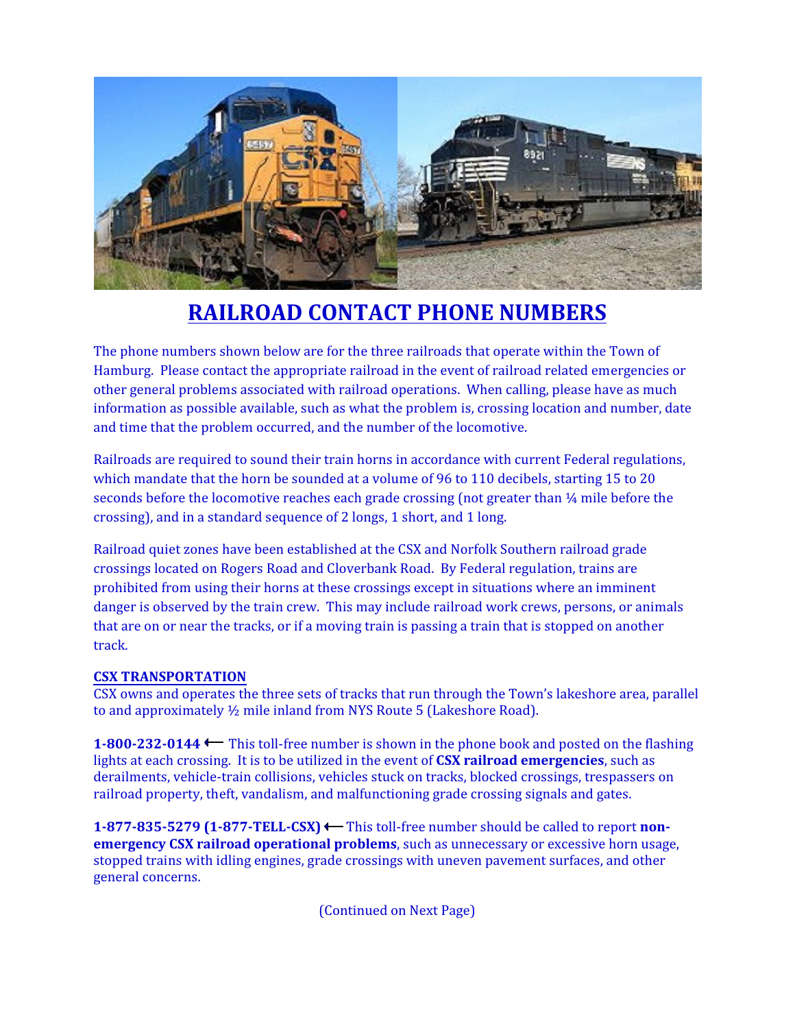# RAILROAD CONTACT PHONE NUMBERS

The phone numbers shown below are for the three railroads that operate within the Town of Hamburg. Please contact the appropriate railroad in the event of railroad related emergencies or other general problems associated with railroad operations. When calling, please have as much information as possible available, such as what the problem is, crossing location and number, date and time that the problem occurred, and the number of the locomotive.

Railroads are required to sound their train horns in accordance with current Federal regulations, which mandate that the horn be sounded at a volume of 96 to 110 decibels, starting 15 to 20 seconds before the locomotive reaches each grade crossing (not greater than ¼ mile before the crossing), and in a standard sequence of 2 longs, 1 short, and 1 long.

Railroad quiet zones have been established at the CSX and Norfolk Southern railroad grade crossings located on Rogers Road and Cloverbank Road. By Federal regulation, trains are prohibited from using their horns at these crossings except in situations where an imminent danger is observed by the train crew. This may include railroad work crews, persons, or animals that are on or near the tracks, or if a moving train is passing a train that is stopped on another track.

## CSX TRANSPORTATION

CSX owns and operates the three sets of tracks that run through the Town's lakeshore area, parallel to and approximately ½ mile inland from NYS Route 5 (Lakeshore Road).

**1-800-232-0144** ⟵ This toll-free number is shown in the phone book and posted on the flashing lights at each crossing. It is to be utilized in the event of **CSX railroad emergencies**, such as derailments, vehicle-train collisions, vehicles stuck on tracks, blocked crossings, trespassers on railroad property, theft, vandalism, and malfunctioning grade crossing signals and gates.

**1-877-835-5279 (1-877-TELL-CSX)** ⟵ This toll-free number should be called to report **non-emergency CSX railroad operational problems**, such as unnecessary or excessive horn usage, stopped trains with idling engines, grade crossings with uneven pavement surfaces, and other general concerns.

(Continued on Next Page)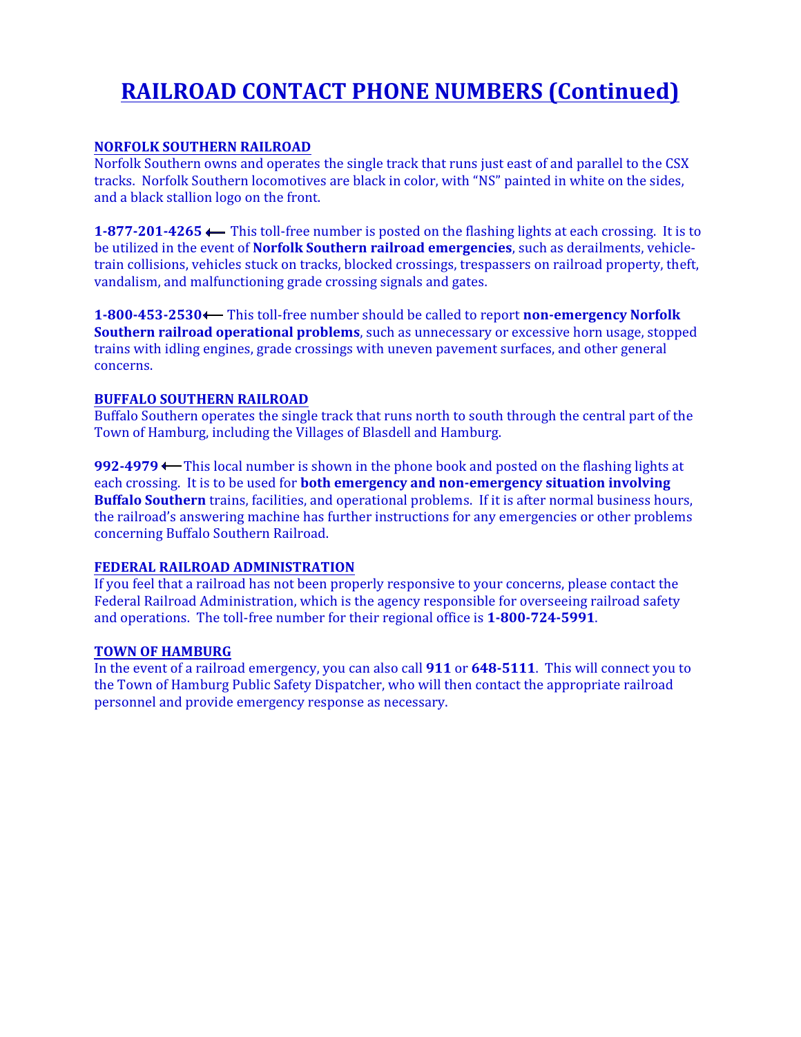# RAILROAD CONTACT PHONE NUMBERS (Continued)

## NORFOLK SOUTHERN RAILROAD

Norfolk Southern owns and operates the single track that runs just east of and parallel to the CSX tracks. Norfolk Southern locomotives are black in color, with "NS" painted in white on the sides, and a black stallion logo on the front.

**1-877-201-4265** ⟵ This toll-free number is posted on the flashing lights at each crossing. It is to be utilized in the event of **Norfolk Southern railroad emergencies**, such as derailments, vehicle-train collisions, vehicles stuck on tracks, blocked crossings, trespassers on railroad property, theft, vandalism, and malfunctioning grade crossing signals and gates.

**1-800-453-2530** ⟵ This toll-free number should be called to report **non-emergency Norfolk Southern railroad operational problems**, such as unnecessary or excessive horn usage, stopped trains with idling engines, grade crossings with uneven pavement surfaces, and other general concerns.

## BUFFALO SOUTHERN RAILROAD

Buffalo Southern operates the single track that runs north to south through the central part of the Town of Hamburg, including the Villages of Blasdell and Hamburg.

**992-4979** ⟵ This local number is shown in the phone book and posted on the flashing lights at each crossing. It is to be used for **both emergency and non-emergency situation involving Buffalo Southern** trains, facilities, and operational problems. If it is after normal business hours, the railroad's answering machine has further instructions for any emergencies or other problems concerning Buffalo Southern Railroad.

## FEDERAL RAILROAD ADMINISTRATION

If you feel that a railroad has not been properly responsive to your concerns, please contact the Federal Railroad Administration, which is the agency responsible for overseeing railroad safety and operations. The toll-free number for their regional office is **1-800-724-5991**.

## TOWN OF HAMBURG

In the event of a railroad emergency, you can also call **911** or **648-5111**. This will connect you to the Town of Hamburg Public Safety Dispatcher, who will then contact the appropriate railroad personnel and provide emergency response as necessary.